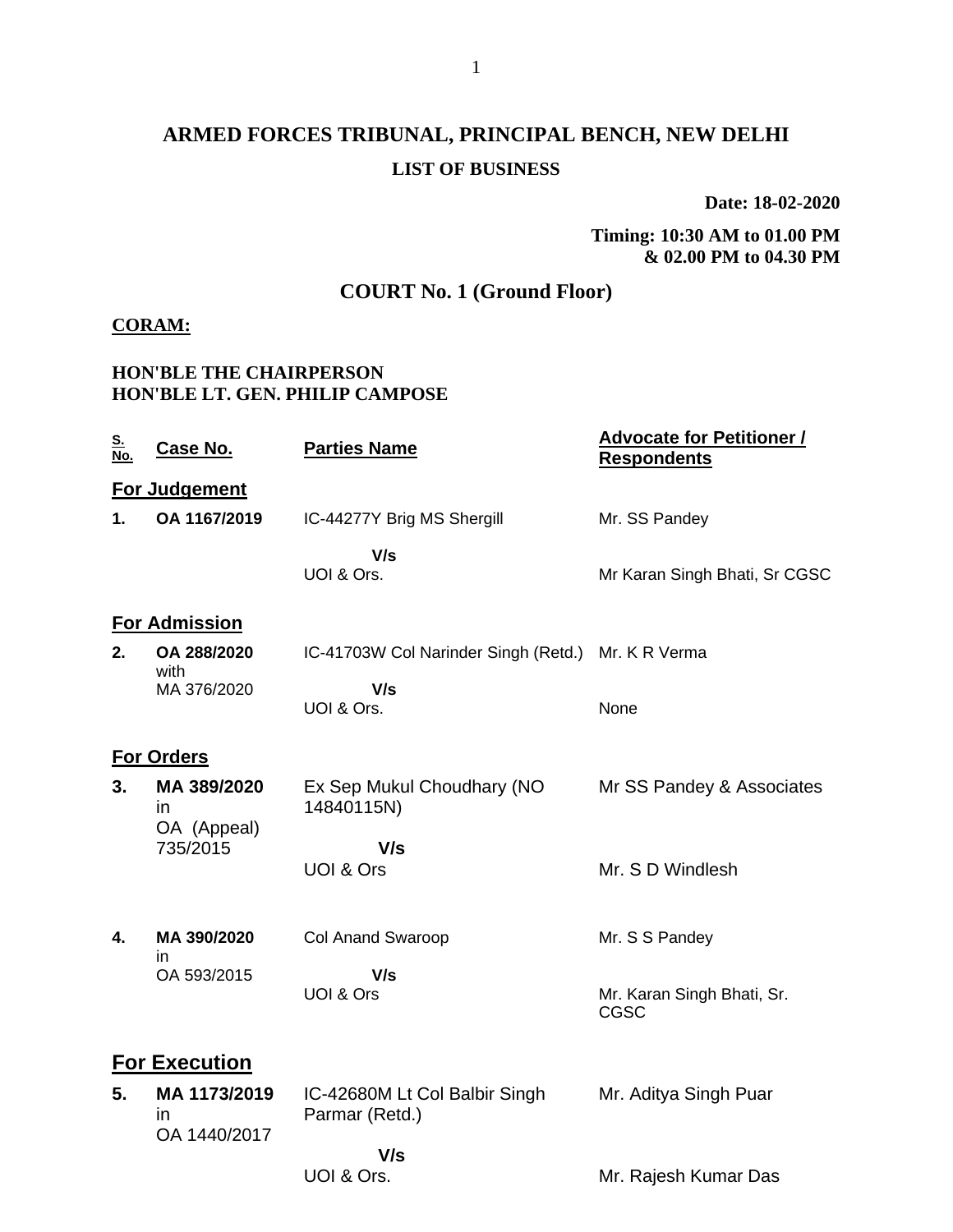# ARMED FORCES TRIBUNAL, PRINCIPAL BENCH, NEW DELHI

## LIST OF BUSINESS

**Date: 18-02-2020**

**Timing: 10:30 AM to 01.00 PM & 02.00 PM to 04.30 PM**

## COURT No. 1 (Ground Floor)

**CORAM:**

**HON'BLE THE CHAIRPERSON**
**HON'BLE LT. GEN. PHILIP CAMPOSE**

| S. No. | Case No. | Parties Name | Advocate for Petitioner / Respondents |
|---|---|---|---|
| **For Judgement** | | | |
| **1.** | **OA 1167/2019** | IC-44277Y Brig MS Shergill<br>**V/s**<br>UOI & Ors. | Mr. SS Pandey<br><br>Mr Karan Singh Bhati, Sr CGSC |
| **For Admission** | | | |
| **2.** | **OA 288/2020** with MA 376/2020 | IC-41703W Col Narinder Singh (Retd.)<br>**V/s**<br>UOI & Ors. | Mr. K R Verma<br><br>None |
| **For Orders** | | | |
| **3.** | **MA 389/2020** in OA (Appeal) 735/2015 | Ex Sep Mukul Choudhary (NO 14840115N)<br>**V/s**<br>UOI & Ors | Mr SS Pandey & Associates<br><br>Mr. S D Windlesh |
| **4.** | **MA 390/2020** in OA 593/2015 | Col Anand Swaroop<br>**V/s**<br>UOI & Ors | Mr. S S Pandey<br><br>Mr. Karan Singh Bhati, Sr. CGSC |
| **For Execution** | | | |
| **5.** | **MA 1173/2019** in OA 1440/2017 | IC-42680M Lt Col Balbir Singh Parmar (Retd.)<br>**V/s**<br>UOI & Ors. | Mr. Aditya Singh Puar<br><br>Mr. Rajesh Kumar Das |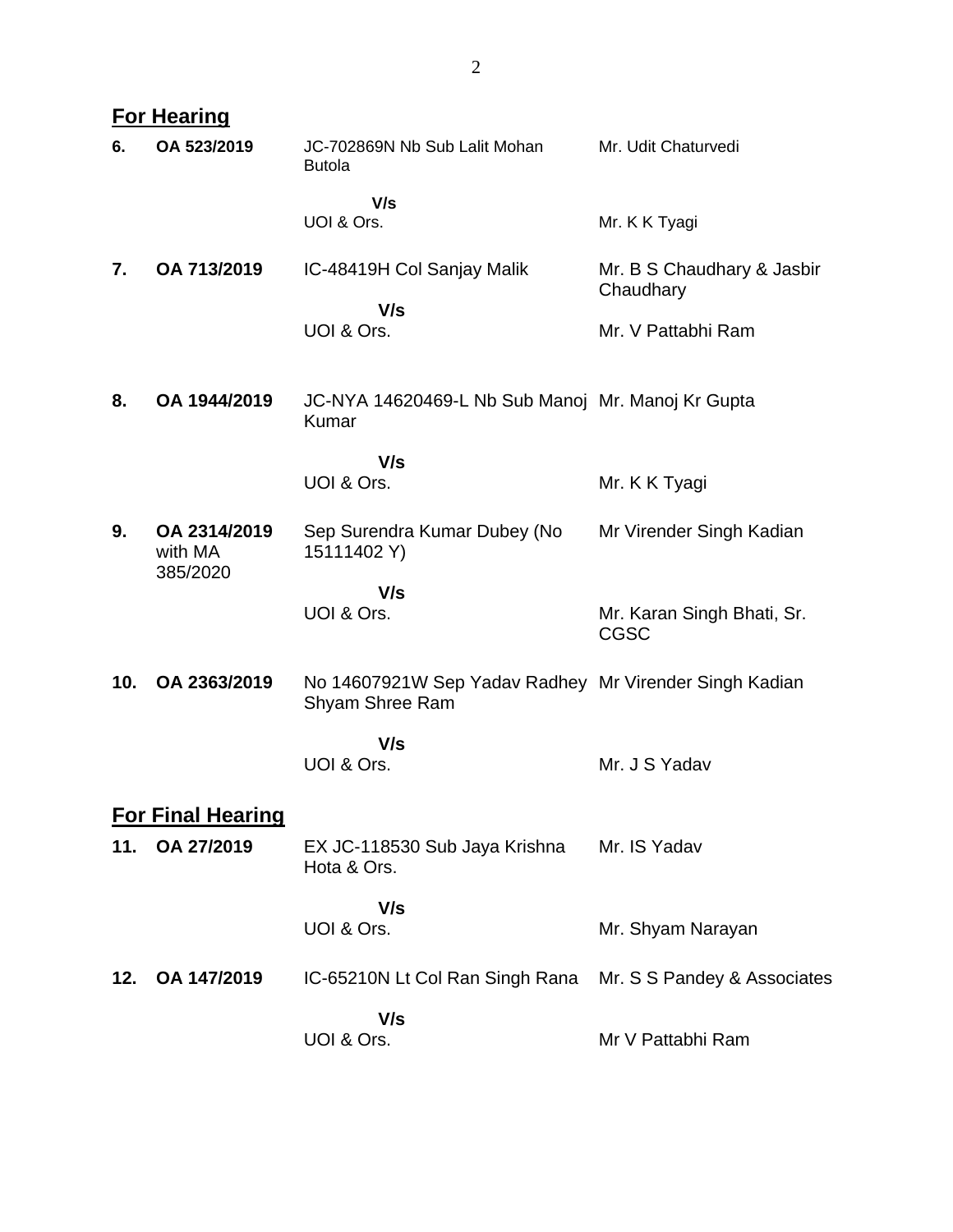## For Hearing

| | | | |
|---|---|---|---|
| **6.** | **OA 523/2019** | JC-702869N Nb Sub Lalit Mohan Butola | Mr. Udit Chaturvedi |
| | | **V/s** | |
| | | UOI & Ors. | Mr. K K Tyagi |
| **7.** | **OA 713/2019** | IC-48419H Col Sanjay Malik | Mr. B S Chaudhary & Jasbir Chaudhary |
| | | **V/s** | |
| | | UOI & Ors. | Mr. V Pattabhi Ram |
| **8.** | **OA 1944/2019** | JC-NYA 14620469-L Nb Sub Manoj Kumar | Mr. Manoj Kr Gupta |
| | | **V/s** | |
| | | UOI & Ors. | Mr. K K Tyagi |
| **9.** | **OA 2314/2019** with MA 385/2020 | Sep Surendra Kumar Dubey (No 15111402 Y) | Mr Virender Singh Kadian |
| | | **V/s** | |
| | | UOI & Ors. | Mr. Karan Singh Bhati, Sr. CGSC |
| **10.** | **OA 2363/2019** | No 14607921W Sep Yadav Radhey Shyam Shree Ram | Mr Virender Singh Kadian |
| | | **V/s** | |
| | | UOI & Ors. | Mr. J S Yadav |

## For Final Hearing

| | | | |
|---|---|---|---|
| **11.** | **OA 27/2019** | EX JC-118530 Sub Jaya Krishna Hota & Ors. | Mr. IS Yadav |
| | | **V/s** | |
| | | UOI & Ors. | Mr. Shyam Narayan |
| **12.** | **OA 147/2019** | IC-65210N Lt Col Ran Singh Rana | Mr. S S Pandey & Associates |
| | | **V/s** | |
| | | UOI & Ors. | Mr V Pattabhi Ram |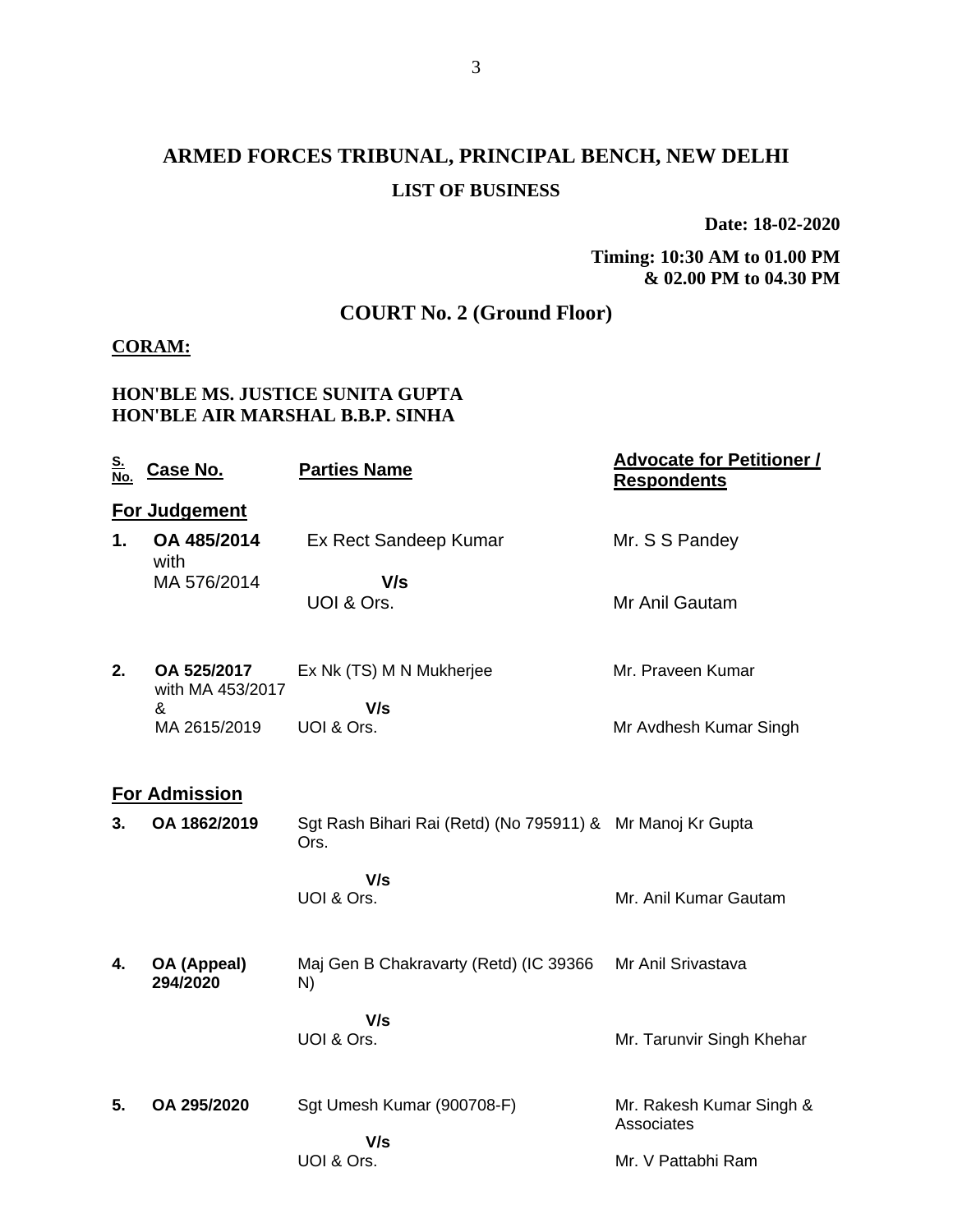# ARMED FORCES TRIBUNAL, PRINCIPAL BENCH, NEW DELHI

## LIST OF BUSINESS

**Date: 18-02-2020**

**Timing: 10:30 AM to 01.00 PM & 02.00 PM to 04.30 PM**

## COURT No. 2 (Ground Floor)

**CORAM:**

**HON'BLE MS. JUSTICE SUNITA GUPTA**
**HON'BLE AIR MARSHAL B.B.P. SINHA**

| S. No. | Case No. | Parties Name | Advocate for Petitioner / Respondents |
|---|---|---|---|
| | **For Judgement** | | |
| **1.** | **OA 485/2014** with MA 576/2014 | Ex Rect Sandeep Kumar **V/s** UOI & Ors. | Mr. S S Pandey<br>Mr Anil Gautam |
| **2.** | **OA 525/2017** with MA 453/2017 & MA 2615/2019 | Ex Nk (TS) M N Mukherjee **V/s** UOI & Ors. | Mr. Praveen Kumar<br>Mr Avdhesh Kumar Singh |
| | **For Admission** | | |
| **3.** | **OA 1862/2019** | Sgt Rash Bihari Rai (Retd) (No 795911) & Ors. **V/s** UOI & Ors. | Mr Manoj Kr Gupta<br>Mr. Anil Kumar Gautam |
| **4.** | **OA (Appeal) 294/2020** | Maj Gen B Chakravarty (Retd) (IC 39366 N) **V/s** UOI & Ors. | Mr Anil Srivastava<br>Mr. Tarunvir Singh Khehar |
| **5.** | **OA 295/2020** | Sgt Umesh Kumar (900708-F) **V/s** UOI & Ors. | Mr. Rakesh Kumar Singh & Associates<br>Mr. V Pattabhi Ram |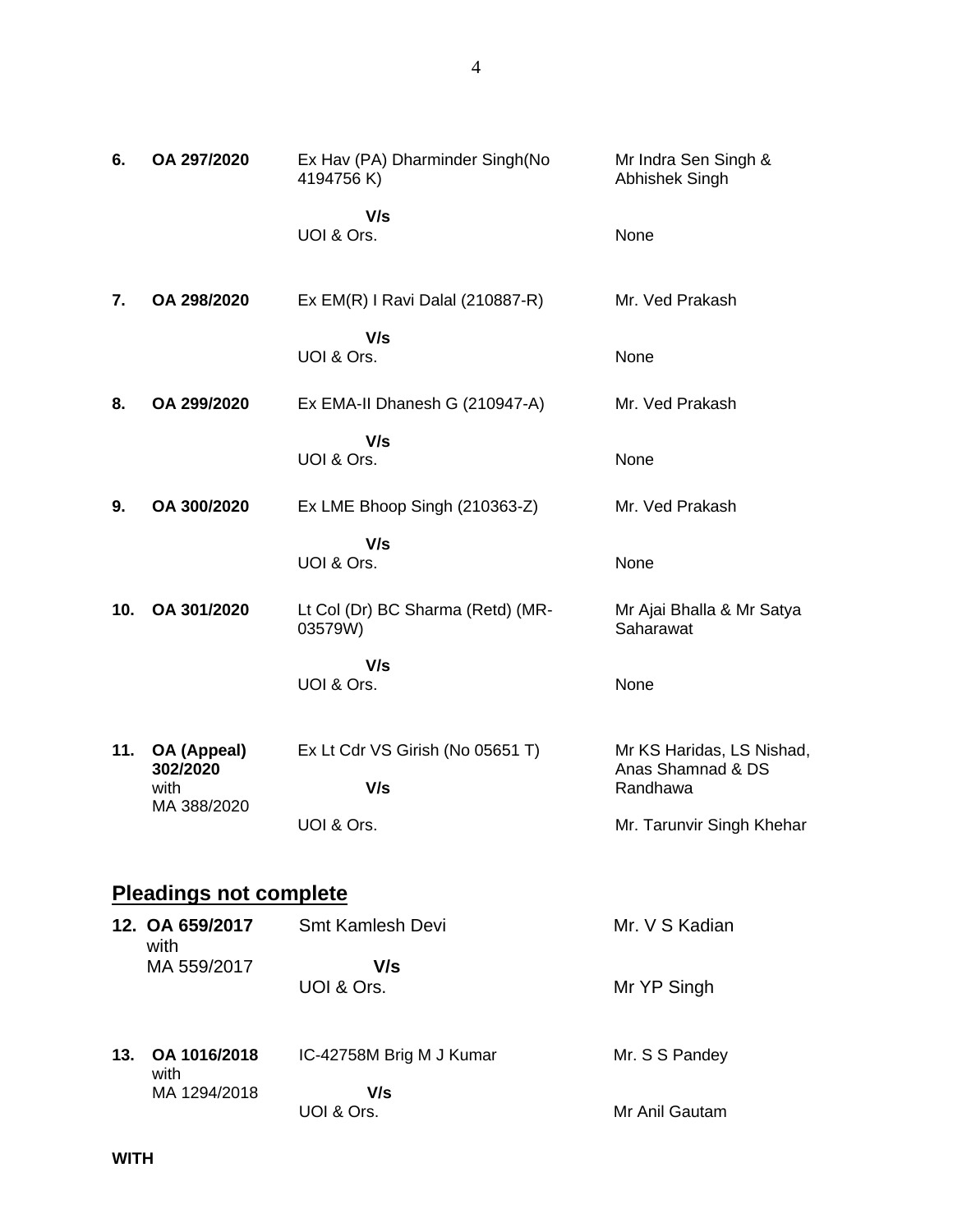| | | | |
|---|---|---|---|
| **6.** | **OA 297/2020** | Ex Hav (PA) Dharminder Singh(No 4194756 K)<br><br>**V/s**<br>UOI & Ors. | Mr Indra Sen Singh & Abhishek Singh<br><br>None |
| **7.** | **OA 298/2020** | Ex EM(R) I Ravi Dalal (210887-R)<br><br>**V/s**<br>UOI & Ors. | Mr. Ved Prakash<br><br>None |
| **8.** | **OA 299/2020** | Ex EMA-II Dhanesh G (210947-A)<br><br>**V/s**<br>UOI & Ors. | Mr. Ved Prakash<br><br>None |
| **9.** | **OA 300/2020** | Ex LME Bhoop Singh (210363-Z)<br><br>**V/s**<br>UOI & Ors. | Mr. Ved Prakash<br><br>None |
| **10.** | **OA 301/2020** | Lt Col (Dr) BC Sharma (Retd) (MR-03579W)<br><br>**V/s**<br>UOI & Ors. | Mr Ajai Bhalla & Mr Satya Saharawat<br><br>None |
| **11.** | **OA (Appeal) 302/2020** with MA 388/2020 | Ex Lt Cdr VS Girish (No 05651 T)<br><br>**V/s**<br>UOI & Ors. | Mr KS Haridas, LS Nishad, Anas Shamnad & DS Randhawa<br><br>Mr. Tarunvir Singh Khehar |

## Pleadings not complete

| | | | |
|---|---|---|---|
| **12.** | **OA 659/2017** with MA 559/2017 | Smt Kamlesh Devi<br><br>**V/s**<br>UOI & Ors. | Mr. V S Kadian<br><br>Mr YP Singh |
| **13.** | **OA 1016/2018** with MA 1294/2018 | IC-42758M Brig M J Kumar<br><br>**V/s**<br>UOI & Ors. | Mr. S S Pandey<br><br>Mr Anil Gautam |

**WITH**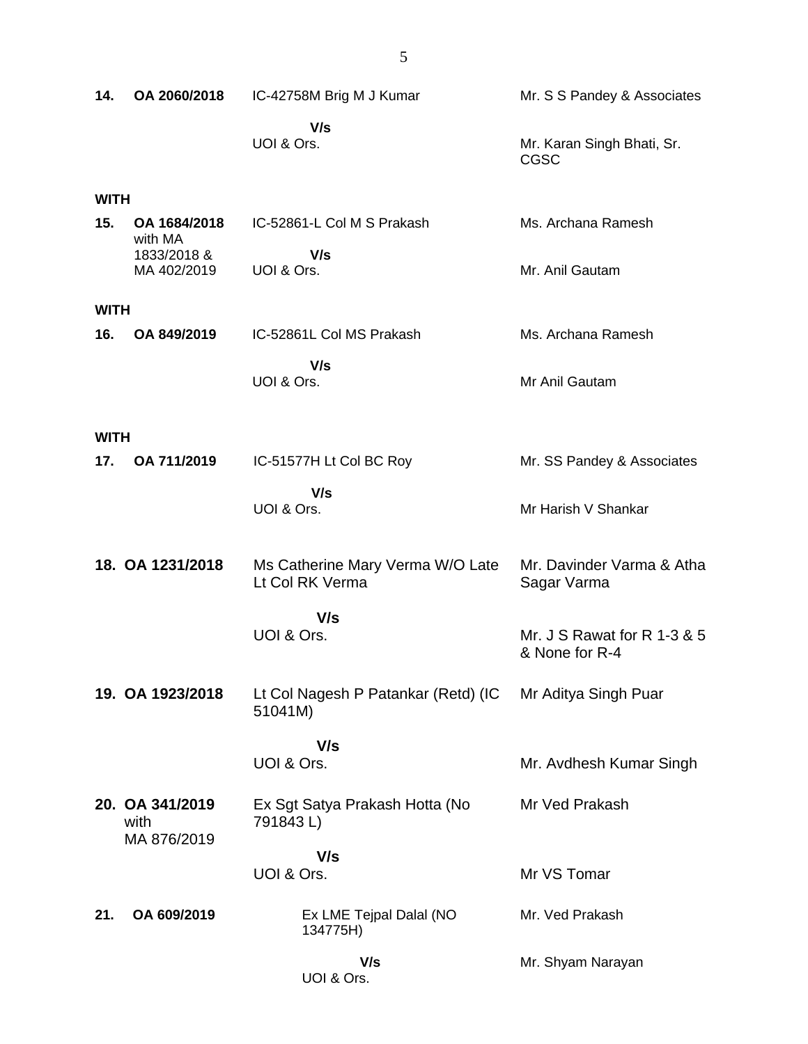| | | | |
|---|---|---|---|
| **14.** | **OA 2060/2018** | IC-42758M Brig M J Kumar<br><br>**V/s**<br>UOI & Ors. | Mr. S S Pandey & Associates<br><br>Mr. Karan Singh Bhati, Sr. CGSC |
| **WITH** | | | |
| **15.** | **OA 1684/2018** with MA 1833/2018 & MA 402/2019 | IC-52861-L Col M S Prakash<br><br>**V/s**<br>UOI & Ors. | Ms. Archana Ramesh<br><br>Mr. Anil Gautam |
| **WITH** | | | |
| **16.** | **OA 849/2019** | IC-52861L Col MS Prakash<br><br>**V/s**<br>UOI & Ors. | Ms. Archana Ramesh<br><br>Mr Anil Gautam |
| **WITH** | | | |
| **17.** | **OA 711/2019** | IC-51577H Lt Col BC Roy<br><br>**V/s**<br>UOI & Ors. | Mr. SS Pandey & Associates<br><br>Mr Harish V Shankar |
| **18.** | **OA 1231/2018** | Ms Catherine Mary Verma W/O Late Lt Col RK Verma<br><br>**V/s**<br>UOI & Ors. | Mr. Davinder Varma & Atha Sagar Varma<br><br>Mr. J S Rawat for R 1-3 & 5 & None for R-4 |
| **19.** | **OA 1923/2018** | Lt Col Nagesh P Patankar (Retd) (IC 51041M)<br><br>**V/s**<br>UOI & Ors. | Mr Aditya Singh Puar<br><br>Mr. Avdhesh Kumar Singh |
| **20.** | **OA 341/2019** with MA 876/2019 | Ex Sgt Satya Prakash Hotta (No 791843 L)<br><br>**V/s**<br>UOI & Ors. | Mr Ved Prakash<br><br>Mr VS Tomar |
| **21.** | **OA 609/2019** | Ex LME Tejpal Dalal (NO 134775H)<br><br>**V/s**<br>UOI & Ors. | Mr. Ved Prakash<br><br>Mr. Shyam Narayan |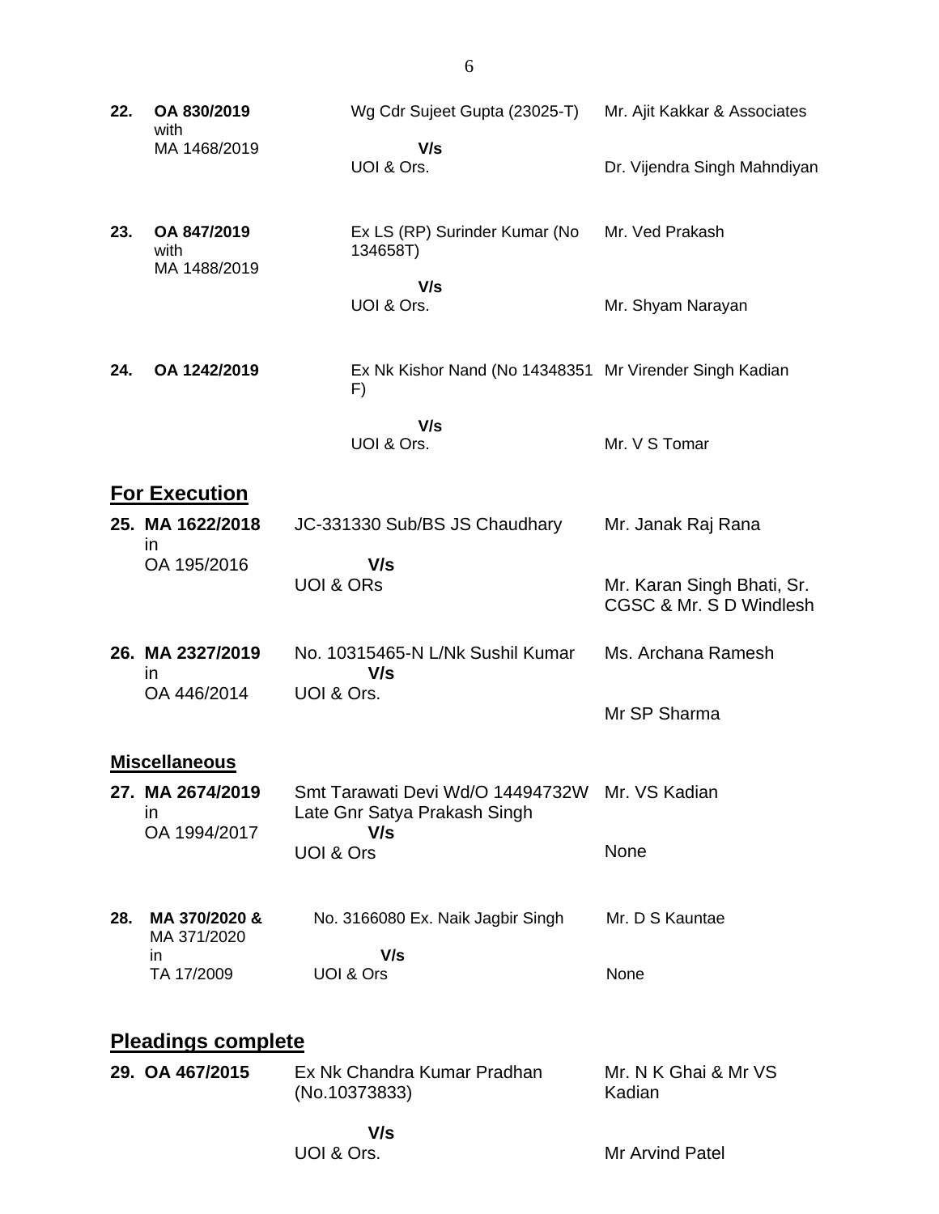| | | | |
|---|---|---|---|
| **22.** | **OA 830/2019** with MA 1468/2019 | Wg Cdr Sujeet Gupta (23025-T) **V/s** UOI & Ors. | Mr. Ajit Kakkar & Associates<br>Dr. Vijendra Singh Mahndiyan |
| **23.** | **OA 847/2019** with MA 1488/2019 | Ex LS (RP) Surinder Kumar (No 134658T) **V/s** UOI & Ors. | Mr. Ved Prakash<br>Mr. Shyam Narayan |
| **24.** | **OA 1242/2019** | Ex Nk Kishor Nand (No 14348351 F) **V/s** UOI & Ors. | Mr Virender Singh Kadian<br>Mr. V S Tomar |

## For Execution

| | | | |
|---|---|---|---|
| **25.** | **MA 1622/2018** in OA 195/2016 | JC-331330 Sub/BS JS Chaudhary **V/s** UOI & ORs | Mr. Janak Raj Rana<br>Mr. Karan Singh Bhati, Sr. CGSC & Mr. S D Windlesh |
| **26.** | **MA 2327/2019** in OA 446/2014 | No. 10315465-N L/Nk Sushil Kumar **V/s** UOI & Ors. | Ms. Archana Ramesh<br>Mr SP Sharma |

## Miscellaneous

| | | | |
|---|---|---|---|
| **27.** | **MA 2674/2019** in OA 1994/2017 | Smt Tarawati Devi Wd/O 14494732W Late Gnr Satya Prakash Singh **V/s** UOI & Ors | Mr. VS Kadian<br>None |
| **28.** | **MA 370/2020 &** MA 371/2020 in TA 17/2009 | No. 3166080 Ex. Naik Jagbir Singh **V/s** UOI & Ors | Mr. D S Kauntae<br>None |

## Pleadings complete

| | | | |
|---|---|---|---|
| **29.** | **OA 467/2015** | Ex Nk Chandra Kumar Pradhan (No.10373833) **V/s** UOI & Ors. | Mr. N K Ghai & Mr VS Kadian<br>Mr Arvind Patel |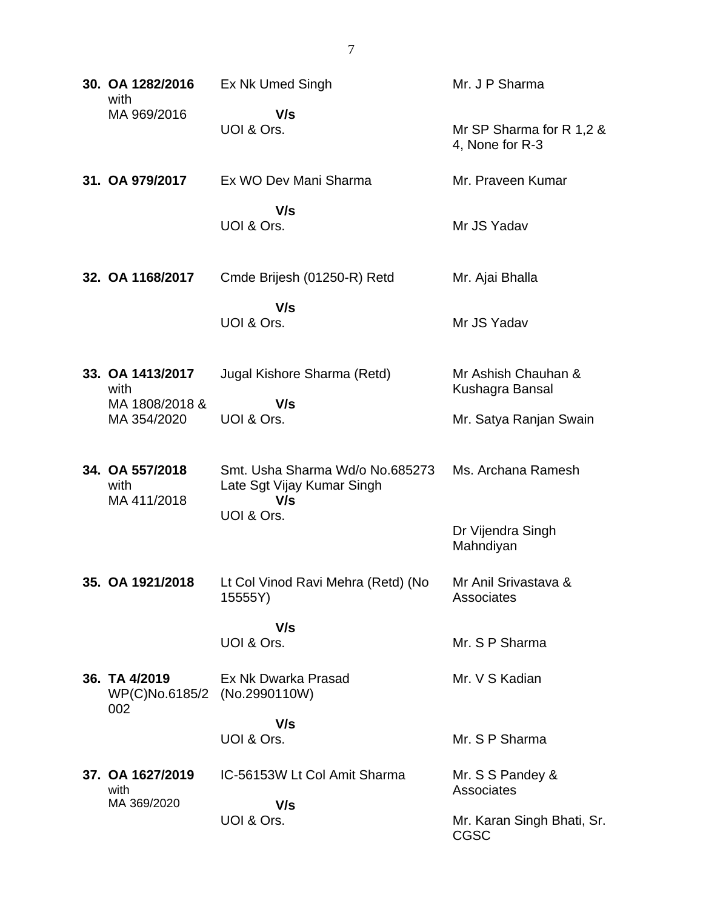| | | |
|---|---|---|
| **30. OA 1282/2016** with MA 969/2016 | Ex Nk Umed Singh **V/s** UOI & Ors. | Mr. J P Sharma<br>Mr SP Sharma for R 1,2 & 4, None for R-3 |
| **31. OA 979/2017** | Ex WO Dev Mani Sharma **V/s** UOI & Ors. | Mr. Praveen Kumar<br>Mr JS Yadav |
| **32. OA 1168/2017** | Cmde Brijesh (01250-R) Retd **V/s** UOI & Ors. | Mr. Ajai Bhalla<br>Mr JS Yadav |
| **33. OA 1413/2017** with MA 1808/2018 & MA 354/2020 | Jugal Kishore Sharma (Retd) **V/s** UOI & Ors. | Mr Ashish Chauhan & Kushagra Bansal<br>Mr. Satya Ranjan Swain |
| **34. OA 557/2018** with MA 411/2018 | Smt. Usha Sharma Wd/o No.685273 Late Sgt Vijay Kumar Singh **V/s** UOI & Ors. | Ms. Archana Ramesh<br>Dr Vijendra Singh Mahndiyan |
| **35. OA 1921/2018** | Lt Col Vinod Ravi Mehra (Retd) (No 15555Y) **V/s** UOI & Ors. | Mr Anil Srivastava & Associates<br>Mr. S P Sharma |
| **36. TA 4/2019** WP(C)No.6185/2002 | Ex Nk Dwarka Prasad (No.2990110W) **V/s** UOI & Ors. | Mr. V S Kadian<br>Mr. S P Sharma |
| **37. OA 1627/2019** with MA 369/2020 | IC-56153W Lt Col Amit Sharma **V/s** UOI & Ors. | Mr. S S Pandey & Associates<br>Mr. Karan Singh Bhati, Sr. CGSC |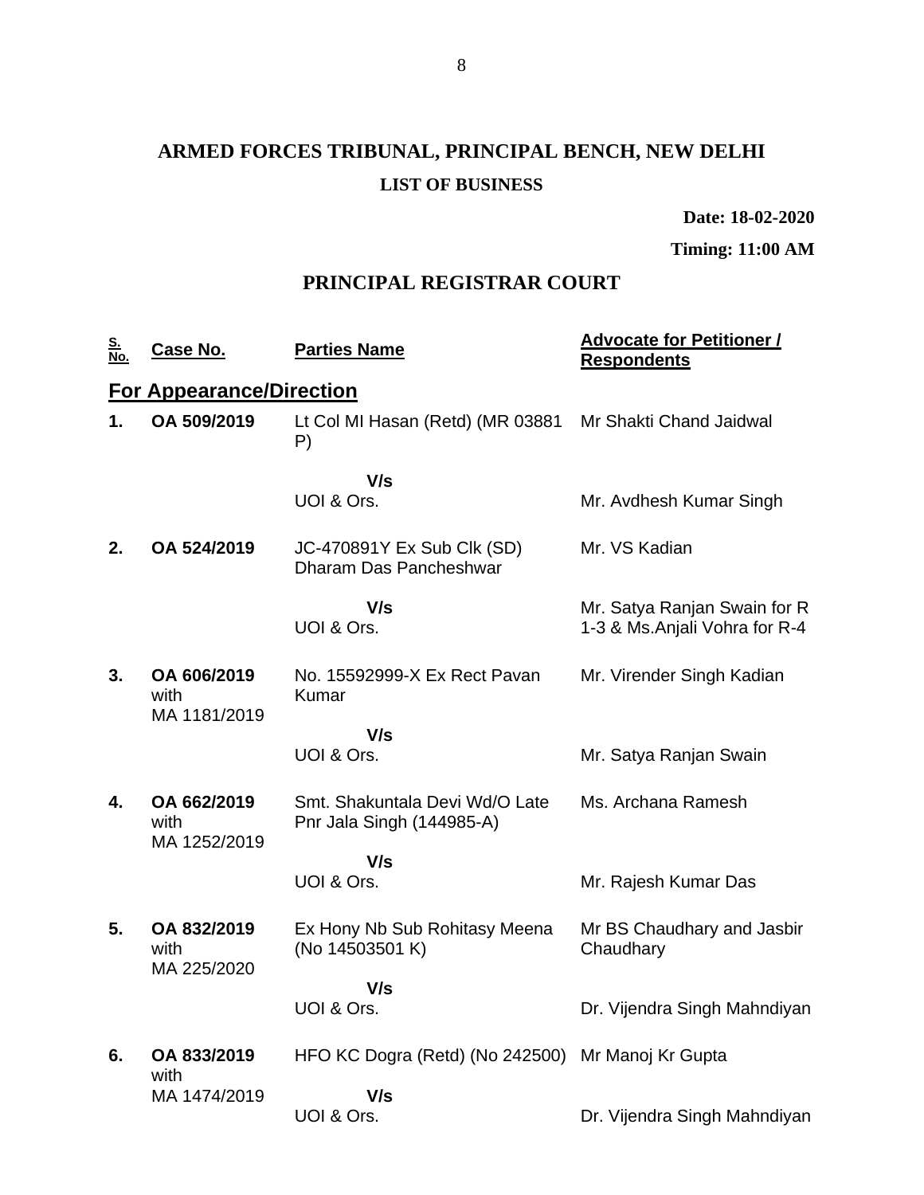# ARMED FORCES TRIBUNAL, PRINCIPAL BENCH, NEW DELHI

## LIST OF BUSINESS

**Date: 18-02-2020**

**Timing: 11:00 AM**

## PRINCIPAL REGISTRAR COURT

| S. No. | Case No. | Parties Name | Advocate for Petitioner / Respondents |
|---|---|---|---|
| **For Appearance/Direction** | | | |
| **1.** | **OA 509/2019** | Lt Col MI Hasan (Retd) (MR 03881 P) | Mr Shakti Chand Jaidwal |
| | | **V/s** UOI & Ors. | Mr. Avdhesh Kumar Singh |
| **2.** | **OA 524/2019** | JC-470891Y Ex Sub Clk (SD) Dharam Das Pancheshwar | Mr. VS Kadian |
| | | **V/s** UOI & Ors. | Mr. Satya Ranjan Swain for R 1-3 & Ms.Anjali Vohra for R-4 |
| **3.** | **OA 606/2019** with MA 1181/2019 | No. 15592999-X Ex Rect Pavan Kumar | Mr. Virender Singh Kadian |
| | | **V/s** UOI & Ors. | Mr. Satya Ranjan Swain |
| **4.** | **OA 662/2019** with MA 1252/2019 | Smt. Shakuntala Devi Wd/O Late Pnr Jala Singh (144985-A) | Ms. Archana Ramesh |
| | | **V/s** UOI & Ors. | Mr. Rajesh Kumar Das |
| **5.** | **OA 832/2019** with MA 225/2020 | Ex Hony Nb Sub Rohitasy Meena (No 14503501 K) | Mr BS Chaudhary and Jasbir Chaudhary |
| | | **V/s** UOI & Ors. | Dr. Vijendra Singh Mahndiyan |
| **6.** | **OA 833/2019** with MA 1474/2019 | HFO KC Dogra (Retd) (No 242500) | Mr Manoj Kr Gupta |
| | | **V/s** UOI & Ors. | Dr. Vijendra Singh Mahndiyan |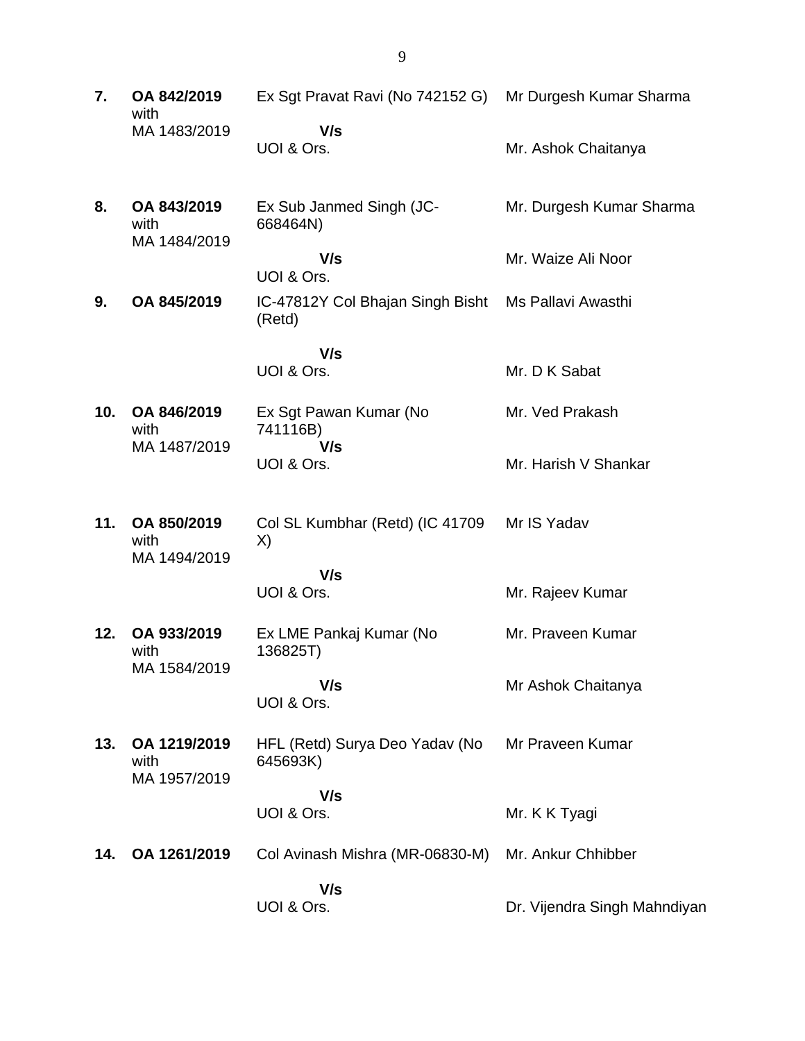| | | | |
|---|---|---|---|
| **7.** | **OA 842/2019** with MA 1483/2019 | Ex Sgt Pravat Ravi (No 742152 G)<br>**V/s**<br>UOI & Ors. | Mr Durgesh Kumar Sharma<br><br>Mr. Ashok Chaitanya |
| **8.** | **OA 843/2019** with MA 1484/2019 | Ex Sub Janmed Singh (JC-668464N)<br>**V/s**<br>UOI & Ors. | Mr. Durgesh Kumar Sharma<br><br>Mr. Waize Ali Noor |
| **9.** | **OA 845/2019** | IC-47812Y Col Bhajan Singh Bisht (Retd)<br>**V/s**<br>UOI & Ors. | Ms Pallavi Awasthi<br><br>Mr. D K Sabat |
| **10.** | **OA 846/2019** with MA 1487/2019 | Ex Sgt Pawan Kumar (No 741116B)<br>**V/s**<br>UOI & Ors. | Mr. Ved Prakash<br><br>Mr. Harish V Shankar |
| **11.** | **OA 850/2019** with MA 1494/2019 | Col SL Kumbhar (Retd) (IC 41709 X)<br>**V/s**<br>UOI & Ors. | Mr IS Yadav<br><br>Mr. Rajeev Kumar |
| **12.** | **OA 933/2019** with MA 1584/2019 | Ex LME Pankaj Kumar (No 136825T)<br>**V/s**<br>UOI & Ors. | Mr. Praveen Kumar<br><br>Mr Ashok Chaitanya |
| **13.** | **OA 1219/2019** with MA 1957/2019 | HFL (Retd) Surya Deo Yadav (No 645693K)<br>**V/s**<br>UOI & Ors. | Mr Praveen Kumar<br><br>Mr. K K Tyagi |
| **14.** | **OA 1261/2019** | Col Avinash Mishra (MR-06830-M)<br>**V/s**<br>UOI & Ors. | Mr. Ankur Chhibber<br><br>Dr. Vijendra Singh Mahndiyan |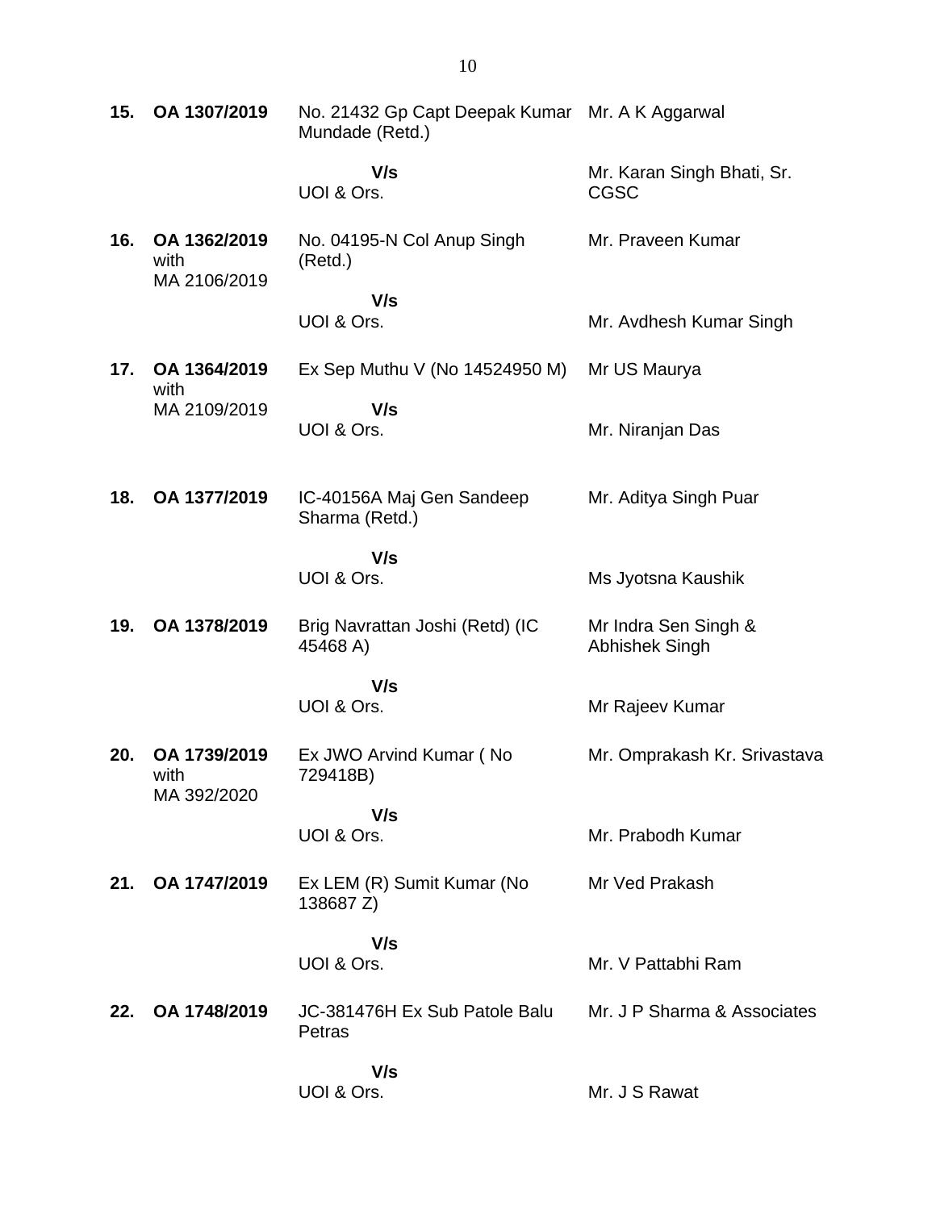| | | | |
|---|---|---|---|
| **15.** | **OA 1307/2019** | No. 21432 Gp Capt Deepak Kumar Mundade (Retd.)<br><br>**V/s**<br>UOI & Ors. | Mr. A K Aggarwal<br><br>Mr. Karan Singh Bhati, Sr. CGSC |
| **16.** | **OA 1362/2019** with MA 2106/2019 | No. 04195-N Col Anup Singh (Retd.)<br><br>**V/s**<br>UOI & Ors. | Mr. Praveen Kumar<br><br>Mr. Avdhesh Kumar Singh |
| **17.** | **OA 1364/2019** with MA 2109/2019 | Ex Sep Muthu V (No 14524950 M)<br><br>**V/s**<br>UOI & Ors. | Mr US Maurya<br><br>Mr. Niranjan Das |
| **18.** | **OA 1377/2019** | IC-40156A Maj Gen Sandeep Sharma (Retd.)<br><br>**V/s**<br>UOI & Ors. | Mr. Aditya Singh Puar<br><br>Ms Jyotsna Kaushik |
| **19.** | **OA 1378/2019** | Brig Navrattan Joshi (Retd) (IC 45468 A)<br><br>**V/s**<br>UOI & Ors. | Mr Indra Sen Singh & Abhishek Singh<br><br>Mr Rajeev Kumar |
| **20.** | **OA 1739/2019** with MA 392/2020 | Ex JWO Arvind Kumar ( No 729418B)<br><br>**V/s**<br>UOI & Ors. | Mr. Omprakash Kr. Srivastava<br><br>Mr. Prabodh Kumar |
| **21.** | **OA 1747/2019** | Ex LEM (R) Sumit Kumar (No 138687 Z)<br><br>**V/s**<br>UOI & Ors. | Mr Ved Prakash<br><br>Mr. V Pattabhi Ram |
| **22.** | **OA 1748/2019** | JC-381476H Ex Sub Patole Balu Petras<br><br>**V/s**<br>UOI & Ors. | Mr. J P Sharma & Associates<br><br>Mr. J S Rawat |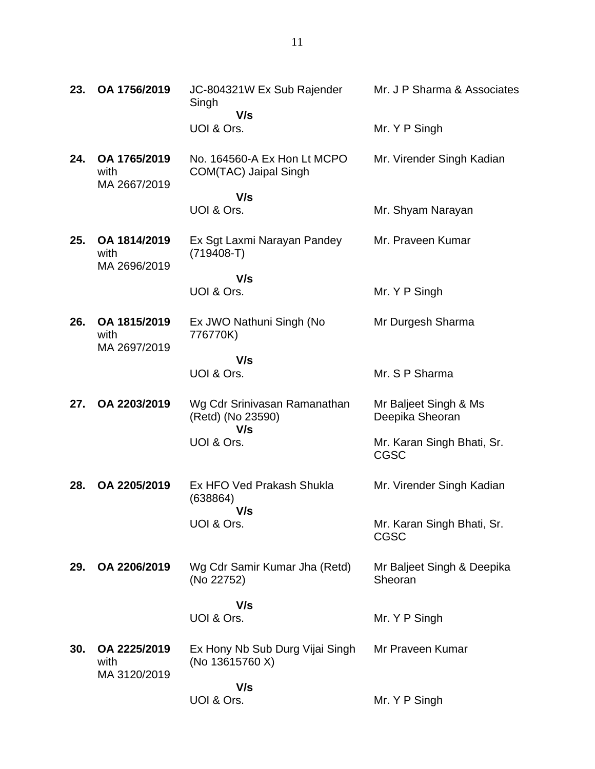| | | | |
|---|---|---|---|
| **23.** | **OA 1756/2019** | JC-804321W Ex Sub Rajender Singh **V/s** UOI & Ors. | Mr. J P Sharma & Associates<br><br>Mr. Y P Singh |
| **24.** | **OA 1765/2019** with MA 2667/2019 | No. 164560-A Ex Hon Lt MCPO COM(TAC) Jaipal Singh **V/s** UOI & Ors. | Mr. Virender Singh Kadian<br><br>Mr. Shyam Narayan |
| **25.** | **OA 1814/2019** with MA 2696/2019 | Ex Sgt Laxmi Narayan Pandey (719408-T) **V/s** UOI & Ors. | Mr. Praveen Kumar<br><br>Mr. Y P Singh |
| **26.** | **OA 1815/2019** with MA 2697/2019 | Ex JWO Nathuni Singh (No 776770K) **V/s** UOI & Ors. | Mr Durgesh Sharma<br><br>Mr. S P Sharma |
| **27.** | **OA 2203/2019** | Wg Cdr Srinivasan Ramanathan (Retd) (No 23590) **V/s** UOI & Ors. | Mr Baljeet Singh & Ms Deepika Sheoran<br><br>Mr. Karan Singh Bhati, Sr. CGSC |
| **28.** | **OA 2205/2019** | Ex HFO Ved Prakash Shukla (638864) **V/s** UOI & Ors. | Mr. Virender Singh Kadian<br><br>Mr. Karan Singh Bhati, Sr. CGSC |
| **29.** | **OA 2206/2019** | Wg Cdr Samir Kumar Jha (Retd) (No 22752) **V/s** UOI & Ors. | Mr Baljeet Singh & Deepika Sheoran<br><br>Mr. Y P Singh |
| **30.** | **OA 2225/2019** with MA 3120/2019 | Ex Hony Nb Sub Durg Vijai Singh (No 13615760 X) **V/s** UOI & Ors. | Mr Praveen Kumar<br><br>Mr. Y P Singh |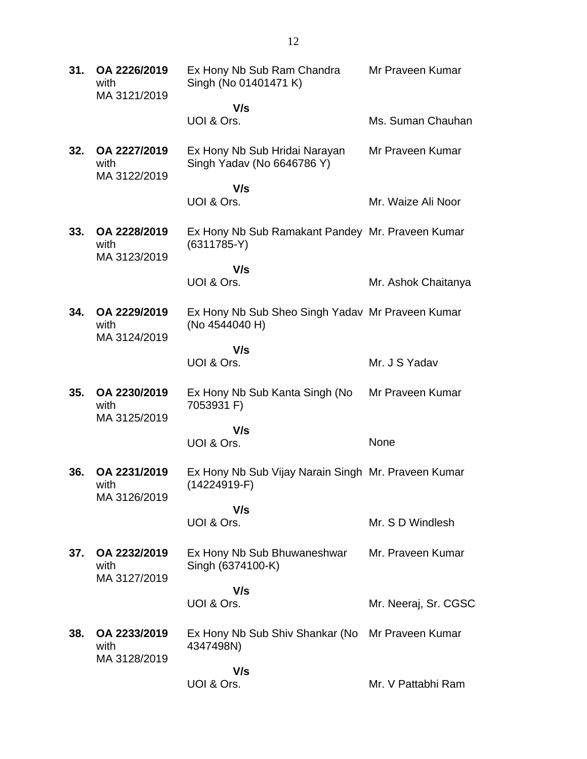| | | | |
|---|---|---|---|
| **31.** | **OA 2226/2019** with MA 3121/2019 | Ex Hony Nb Sub Ram Chandra Singh (No 01401471 K) | Mr Praveen Kumar |
| | | **V/s** | |
| | | UOI & Ors. | Ms. Suman Chauhan |
| **32.** | **OA 2227/2019** with MA 3122/2019 | Ex Hony Nb Sub Hridai Narayan Singh Yadav (No 6646786 Y) | Mr Praveen Kumar |
| | | **V/s** | |
| | | UOI & Ors. | Mr. Waize Ali Noor |
| **33.** | **OA 2228/2019** with MA 3123/2019 | Ex Hony Nb Sub Ramakant Pandey (6311785-Y) | Mr. Praveen Kumar |
| | | **V/s** | |
| | | UOI & Ors. | Mr. Ashok Chaitanya |
| **34.** | **OA 2229/2019** with MA 3124/2019 | Ex Hony Nb Sub Sheo Singh Yadav (No 4544040 H) | Mr Praveen Kumar |
| | | **V/s** | |
| | | UOI & Ors. | Mr. J S Yadav |
| **35.** | **OA 2230/2019** with MA 3125/2019 | Ex Hony Nb Sub Kanta Singh (No 7053931 F) | Mr Praveen Kumar |
| | | **V/s** | |
| | | UOI & Ors. | None |
| **36.** | **OA 2231/2019** with MA 3126/2019 | Ex Hony Nb Sub Vijay Narain Singh (14224919-F) | Mr. Praveen Kumar |
| | | **V/s** | |
| | | UOI & Ors. | Mr. S D Windlesh |
| **37.** | **OA 2232/2019** with MA 3127/2019 | Ex Hony Nb Sub Bhuwaneshwar Singh (6374100-K) | Mr. Praveen Kumar |
| | | **V/s** | |
| | | UOI & Ors. | Mr. Neeraj, Sr. CGSC |
| **38.** | **OA 2233/2019** with MA 3128/2019 | Ex Hony Nb Sub Shiv Shankar (No 4347498N) | Mr Praveen Kumar |
| | | **V/s** | |
| | | UOI & Ors. | Mr. V Pattabhi Ram |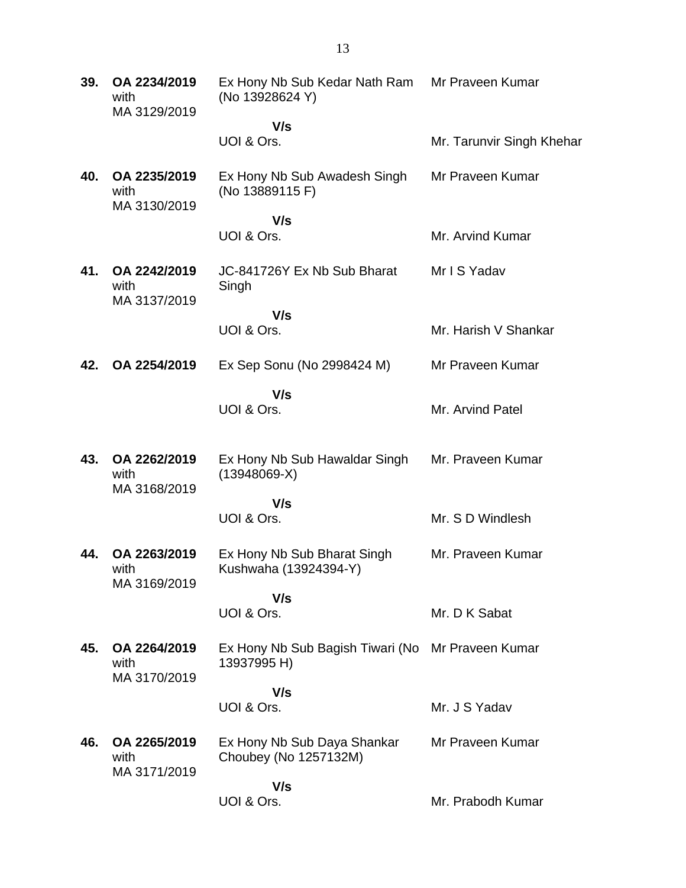| | | | |
|---|---|---|---|
| **39.** | **OA 2234/2019** with MA 3129/2019 | Ex Hony Nb Sub Kedar Nath Ram (No 13928624 Y) | Mr Praveen Kumar |
| | | **V/s** | |
| | | UOI & Ors. | Mr. Tarunvir Singh Khehar |
| **40.** | **OA 2235/2019** with MA 3130/2019 | Ex Hony Nb Sub Awadesh Singh (No 13889115 F) | Mr Praveen Kumar |
| | | **V/s** | |
| | | UOI & Ors. | Mr. Arvind Kumar |
| **41.** | **OA 2242/2019** with MA 3137/2019 | JC-841726Y Ex Nb Sub Bharat Singh | Mr I S Yadav |
| | | **V/s** | |
| | | UOI & Ors. | Mr. Harish V Shankar |
| **42.** | **OA 2254/2019** | Ex Sep Sonu (No 2998424 M) | Mr Praveen Kumar |
| | | **V/s** | |
| | | UOI & Ors. | Mr. Arvind Patel |
| **43.** | **OA 2262/2019** with MA 3168/2019 | Ex Hony Nb Sub Hawaldar Singh (13948069-X) | Mr. Praveen Kumar |
| | | **V/s** | |
| | | UOI & Ors. | Mr. S D Windlesh |
| **44.** | **OA 2263/2019** with MA 3169/2019 | Ex Hony Nb Sub Bharat Singh Kushwaha (13924394-Y) | Mr. Praveen Kumar |
| | | **V/s** | |
| | | UOI & Ors. | Mr. D K Sabat |
| **45.** | **OA 2264/2019** with MA 3170/2019 | Ex Hony Nb Sub Bagish Tiwari (No 13937995 H) | Mr Praveen Kumar |
| | | **V/s** | |
| | | UOI & Ors. | Mr. J S Yadav |
| **46.** | **OA 2265/2019** with MA 3171/2019 | Ex Hony Nb Sub Daya Shankar Choubey (No 1257132M) | Mr Praveen Kumar |
| | | **V/s** | |
| | | UOI & Ors. | Mr. Prabodh Kumar |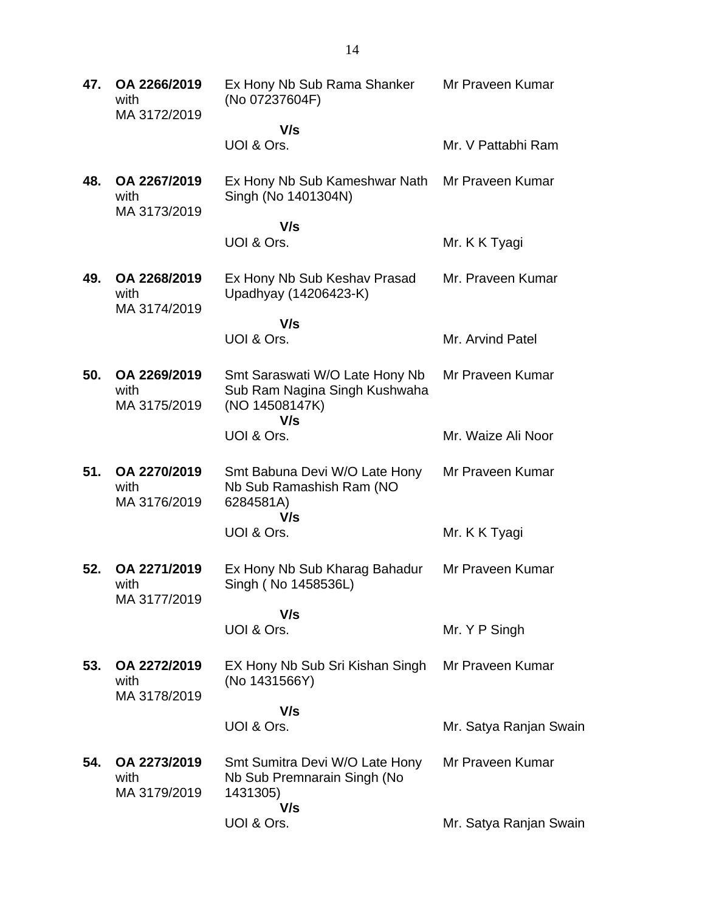| | | | |
|---|---|---|---|
| **47.** | **OA 2266/2019** with MA 3172/2019 | Ex Hony Nb Sub Rama Shanker (No 07237604F)<br>**V/s**<br>UOI & Ors. | Mr Praveen Kumar<br><br>Mr. V Pattabhi Ram |
| **48.** | **OA 2267/2019** with MA 3173/2019 | Ex Hony Nb Sub Kameshwar Nath Singh (No 1401304N)<br>**V/s**<br>UOI & Ors. | Mr Praveen Kumar<br><br>Mr. K K Tyagi |
| **49.** | **OA 2268/2019** with MA 3174/2019 | Ex Hony Nb Sub Keshav Prasad Upadhyay (14206423-K)<br>**V/s**<br>UOI & Ors. | Mr. Praveen Kumar<br><br>Mr. Arvind Patel |
| **50.** | **OA 2269/2019** with MA 3175/2019 | Smt Saraswati W/O Late Hony Nb Sub Ram Nagina Singh Kushwaha (NO 14508147K)<br>**V/s**<br>UOI & Ors. | Mr Praveen Kumar<br><br>Mr. Waize Ali Noor |
| **51.** | **OA 2270/2019** with MA 3176/2019 | Smt Babuna Devi W/O Late Hony Nb Sub Ramashish Ram (NO 6284581A)<br>**V/s**<br>UOI & Ors. | Mr Praveen Kumar<br><br>Mr. K K Tyagi |
| **52.** | **OA 2271/2019** with MA 3177/2019 | Ex Hony Nb Sub Kharag Bahadur Singh ( No 1458536L)<br>**V/s**<br>UOI & Ors. | Mr Praveen Kumar<br><br>Mr. Y P Singh |
| **53.** | **OA 2272/2019** with MA 3178/2019 | EX Hony Nb Sub Sri Kishan Singh (No 1431566Y)<br>**V/s**<br>UOI & Ors. | Mr Praveen Kumar<br><br>Mr. Satya Ranjan Swain |
| **54.** | **OA 2273/2019** with MA 3179/2019 | Smt Sumitra Devi W/O Late Hony Nb Sub Premnarain Singh (No 1431305)<br>**V/s**<br>UOI & Ors. | Mr Praveen Kumar<br><br>Mr. Satya Ranjan Swain |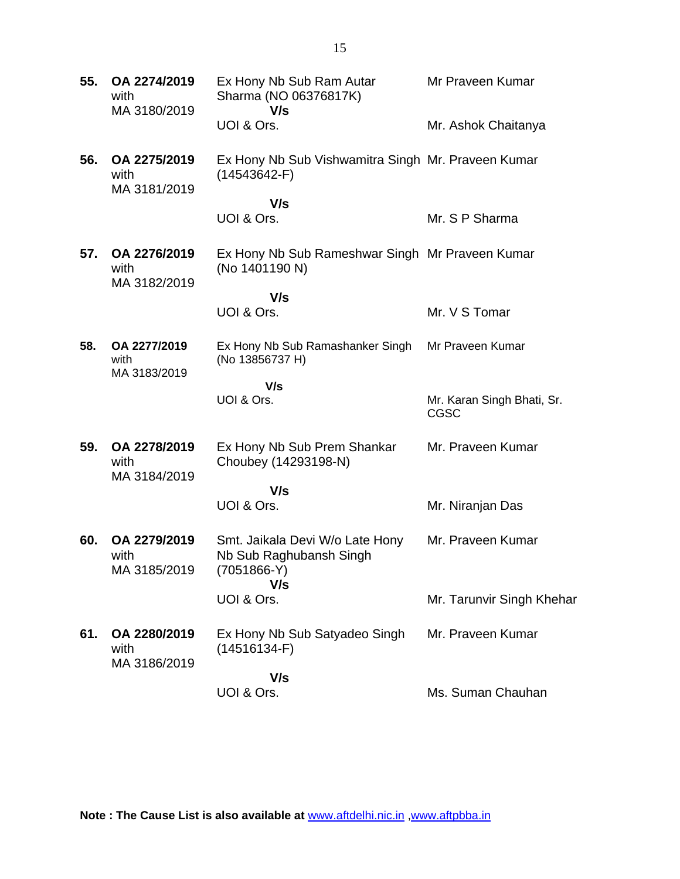| | | | |
|---|---|---|---|
| **55.** | **OA 2274/2019** with MA 3180/2019 | Ex Hony Nb Sub Ram Autar Sharma (NO 06376817K) **V/s** UOI & Ors. | Mr Praveen Kumar<br><br>Mr. Ashok Chaitanya |
| **56.** | **OA 2275/2019** with MA 3181/2019 | Ex Hony Nb Sub Vishwamitra Singh (14543642-F) **V/s** UOI & Ors. | Mr. Praveen Kumar<br><br>Mr. S P Sharma |
| **57.** | **OA 2276/2019** with MA 3182/2019 | Ex Hony Nb Sub Rameshwar Singh (No 1401190 N) **V/s** UOI & Ors. | Mr Praveen Kumar<br><br>Mr. V S Tomar |
| **58.** | **OA 2277/2019** with MA 3183/2019 | Ex Hony Nb Sub Ramashanker Singh (No 13856737 H) **V/s** UOI & Ors. | Mr Praveen Kumar<br><br>Mr. Karan Singh Bhati, Sr. CGSC |
| **59.** | **OA 2278/2019** with MA 3184/2019 | Ex Hony Nb Sub Prem Shankar Choubey (14293198-N) **V/s** UOI & Ors. | Mr. Praveen Kumar<br><br>Mr. Niranjan Das |
| **60.** | **OA 2279/2019** with MA 3185/2019 | Smt. Jaikala Devi W/o Late Hony Nb Sub Raghubansh Singh (7051866-Y) **V/s** UOI & Ors. | Mr. Praveen Kumar<br><br>Mr. Tarunvir Singh Khehar |
| **61.** | **OA 2280/2019** with MA 3186/2019 | Ex Hony Nb Sub Satyadeo Singh (14516134-F) **V/s** UOI & Ors. | Mr. Praveen Kumar<br><br>Ms. Suman Chauhan |

**Note : The Cause List is also available at** www.aftdelhi.nic.in ,www.aftpbba.in